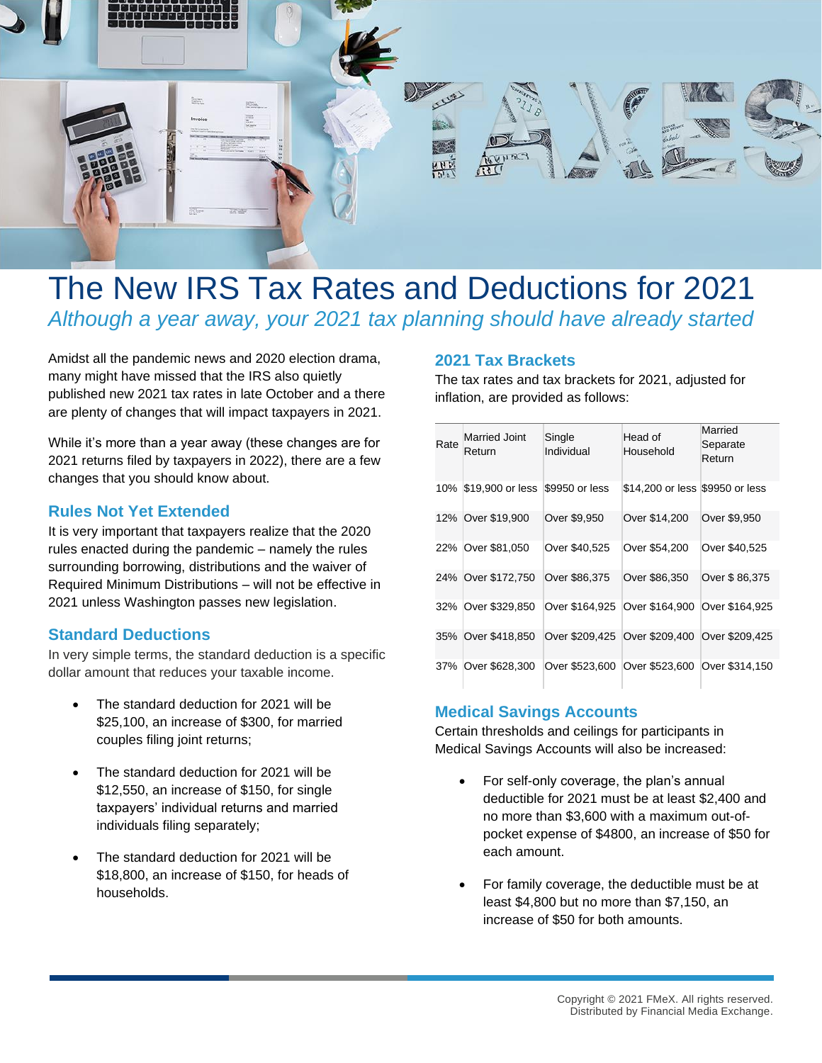# The New IRS Tax Rates and Deductions for 2021

*Although a year away, your 2021 tax planning should have already started*

Amidst all the pandemic news and 2020 election drama, many might have missed that the IRS also quietly published new 2021 tax rates in late October and a there are plenty of changes that will impact taxpayers in 2021.

While it's more than a year away (these changes are for 2021 returns filed by taxpayers in 2022), there are a few changes that you should know about.

## Rules Not Yet Extended

It is very important that taxpayers realize that the 2020 rules enacted during the pandemic – namely the rules surrounding borrowing, distributions and the waiver of Required Minimum Distributions – will not be effective in 2021 unless Washington passes new legislation.

## Standard Deductions

In very simple terms, the standard deduction is a specific dollar amount that reduces your taxable income.

- The standard deduction for 2021 will be $25,100, an increase of $300, for married couples filing joint returns;
- The standard deduction for 2021 will be $12,550, an increase of $150, for single taxpayers' individual returns and married individuals filing separately;
- The standard deduction for 2021 will be $18,800, an increase of $150, for heads of households.

## 2021 Tax Brackets

The tax rates and tax brackets for 2021, adjusted for inflation, are provided as follows:

| Rate | Married Joint Return | Single Individual | Head of Household | Married Separate Return |
|---|---|---|---|---|
| 10% | $19,900 or less | $9950 or less | $14,200 or less | $9950 or less |
| 12% | Over $19,900 | Over $9,950 | Over $14,200 | Over $9,950 |
| 22% | Over $81,050 | Over $40,525 | Over $54,200 | Over $40,525 |
| 24% | Over $172,750 | Over $86,375 | Over $86,350 | Over $ 86,375 |
| 32% | Over $329,850 | Over $164,925 | Over $164,900 | Over $164,925 |
| 35% | Over $418,850 | Over $209,425 | Over $209,400 | Over $209,425 |
| 37% | Over $628,300 | Over $523,600 | Over $523,600 | Over $314,150 |

## Medical Savings Accounts

Certain thresholds and ceilings for participants in Medical Savings Accounts will also be increased:

- For self-only coverage, the plan's annual deductible for 2021 must be at least $2,400 and no more than $3,600 with a maximum out-of-pocket expense of $4800, an increase of $50 for each amount.
- For family coverage, the deductible must be at least $4,800 but no more than $7,150, an increase of $50 for both amounts.

Copyright © 2021 FMeX. All rights reserved.
Distributed by Financial Media Exchange.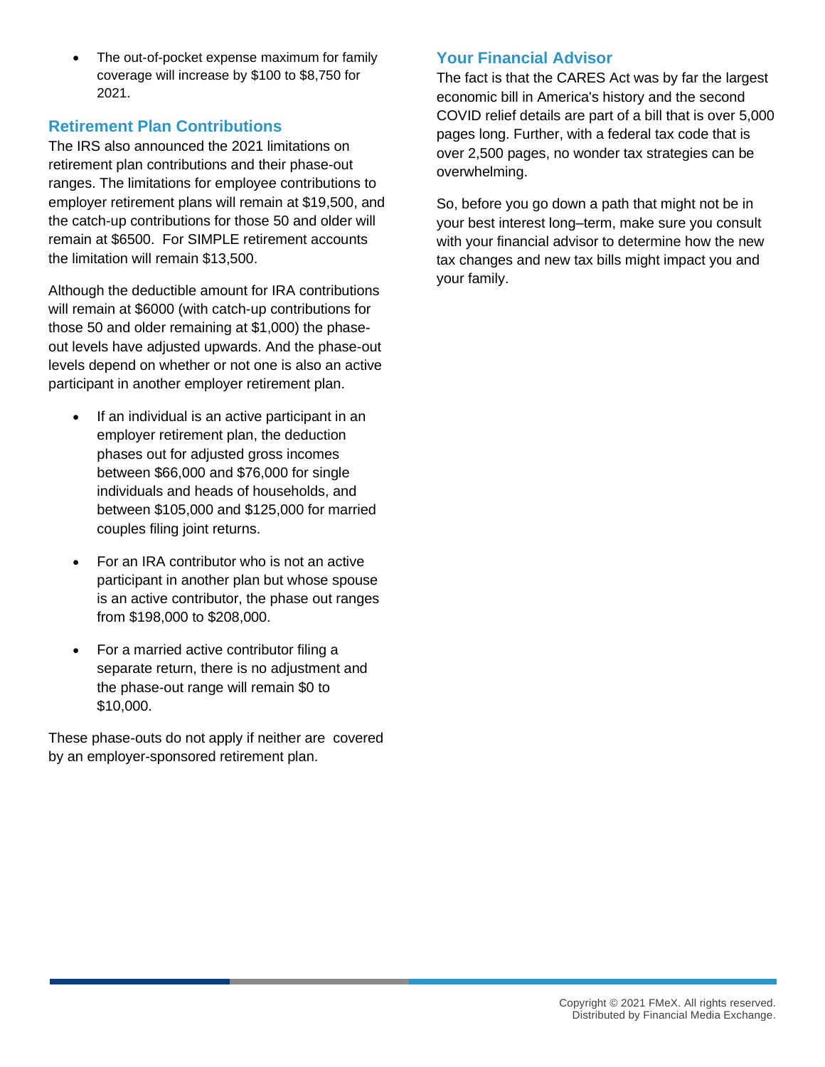- The out-of-pocket expense maximum for family coverage will increase by $100 to $8,750 for 2021.

## Retirement Plan Contributions

The IRS also announced the 2021 limitations on retirement plan contributions and their phase-out ranges. The limitations for employee contributions to employer retirement plans will remain at $19,500, and the catch-up contributions for those 50 and older will remain at $6500. For SIMPLE retirement accounts the limitation will remain $13,500.

Although the deductible amount for IRA contributions will remain at $6000 (with catch-up contributions for those 50 and older remaining at $1,000) the phase-out levels have adjusted upwards. And the phase-out levels depend on whether or not one is also an active participant in another employer retirement plan.

- If an individual is an active participant in an employer retirement plan, the deduction phases out for adjusted gross incomes between $66,000 and $76,000 for single individuals and heads of households, and between $105,000 and $125,000 for married couples filing joint returns.
- For an IRA contributor who is not an active participant in another plan but whose spouse is an active contributor, the phase out ranges from $198,000 to $208,000.
- For a married active contributor filing a separate return, there is no adjustment and the phase-out range will remain $0 to $10,000.

These phase-outs do not apply if neither are covered by an employer-sponsored retirement plan.

## Your Financial Advisor

The fact is that the CARES Act was by far the largest economic bill in America's history and the second COVID relief details are part of a bill that is over 5,000 pages long. Further, with a federal tax code that is over 2,500 pages, no wonder tax strategies can be overwhelming.

So, before you go down a path that might not be in your best interest long–term, make sure you consult with your financial advisor to determine how the new tax changes and new tax bills might impact you and your family.

Copyright © 2021 FMeX. All rights reserved.
Distributed by Financial Media Exchange.